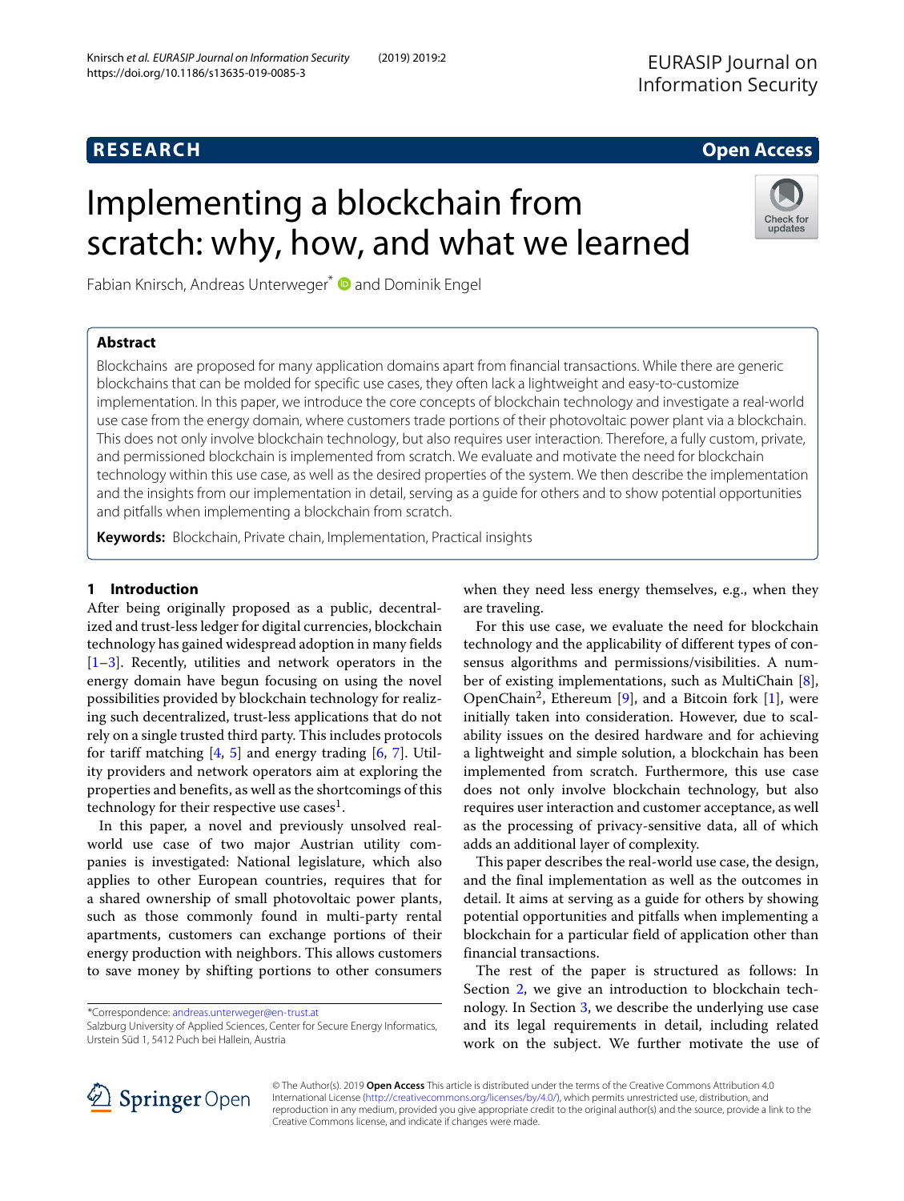RESEARCH Open Access

# Implementing a blockchain from scratch: why, how, and what we learned

Fabian Knirsch, Andreas Unterweger* and Dominik Engel

## Abstract

Blockchains are proposed for many application domains apart from financial transactions. While there are generic blockchains that can be molded for specific use cases, they often lack a lightweight and easy-to-customize implementation. In this paper, we introduce the core concepts of blockchain technology and investigate a real-world use case from the energy domain, where customers trade portions of their photovoltaic power plant via a blockchain. This does not only involve blockchain technology, but also requires user interaction. Therefore, a fully custom, private, and permissioned blockchain is implemented from scratch. We evaluate and motivate the need for blockchain technology within this use case, as well as the desired properties of the system. We then describe the implementation and the insights from our implementation in detail, serving as a guide for others and to show potential opportunities and pitfalls when implementing a blockchain from scratch.

**Keywords:** Blockchain, Private chain, Implementation, Practical insights

## 1 Introduction

After being originally proposed as a public, decentralized and trust-less ledger for digital currencies, blockchain technology has gained widespread adoption in many fields [1–3]. Recently, utilities and network operators in the energy domain have begun focusing on using the novel possibilities provided by blockchain technology for realizing such decentralized, trust-less applications that do not rely on a single trusted third party. This includes protocols for tariff matching [4, 5] and energy trading [6, 7]. Utility providers and network operators aim at exploring the properties and benefits, as well as the shortcomings of this technology for their respective use cases[1].

In this paper, a novel and previously unsolved real-world use case of two major Austrian utility companies is investigated: National legislature, which also applies to other European countries, requires that for a shared ownership of small photovoltaic power plants, such as those commonly found in multi-party rental apartments, customers can exchange portions of their energy production with neighbors. This allows customers to save money by shifting portions to other consumers when they need less energy themselves, e.g., when they are traveling.

For this use case, we evaluate the need for blockchain technology and the applicability of different types of consensus algorithms and permissions/visibilities. A number of existing implementations, such as MultiChain [8], OpenChain[2], Ethereum [9], and a Bitcoin fork [1], were initially taken into consideration. However, due to scalability issues on the desired hardware and for achieving a lightweight and simple solution, a blockchain has been implemented from scratch. Furthermore, this use case does not only involve blockchain technology, but also requires user interaction and customer acceptance, as well as the processing of privacy-sensitive data, all of which adds an additional layer of complexity.

This paper describes the real-world use case, the design, and the final implementation as well as the outcomes in detail. It aims at serving as a guide for others by showing potential opportunities and pitfalls when implementing a blockchain for a particular field of application other than financial transactions.

The rest of the paper is structured as follows: In Section 2, we give an introduction to blockchain technology. In Section 3, we describe the underlying use case and its legal requirements in detail, including related work on the subject. We further motivate the use of

*Correspondence: andreas.unterweger@en-trust.at
Salzburg University of Applied Sciences, Center for Secure Energy Informatics, Urstein Süd 1, 5412 Puch bei Hallein, Austria

© The Author(s). 2019 **Open Access** This article is distributed under the terms of the Creative Commons Attribution 4.0 International License (http://creativecommons.org/licenses/by/4.0/), which permits unrestricted use, distribution, and reproduction in any medium, provided you give appropriate credit to the original author(s) and the source, provide a link to the Creative Commons license, and indicate if changes were made.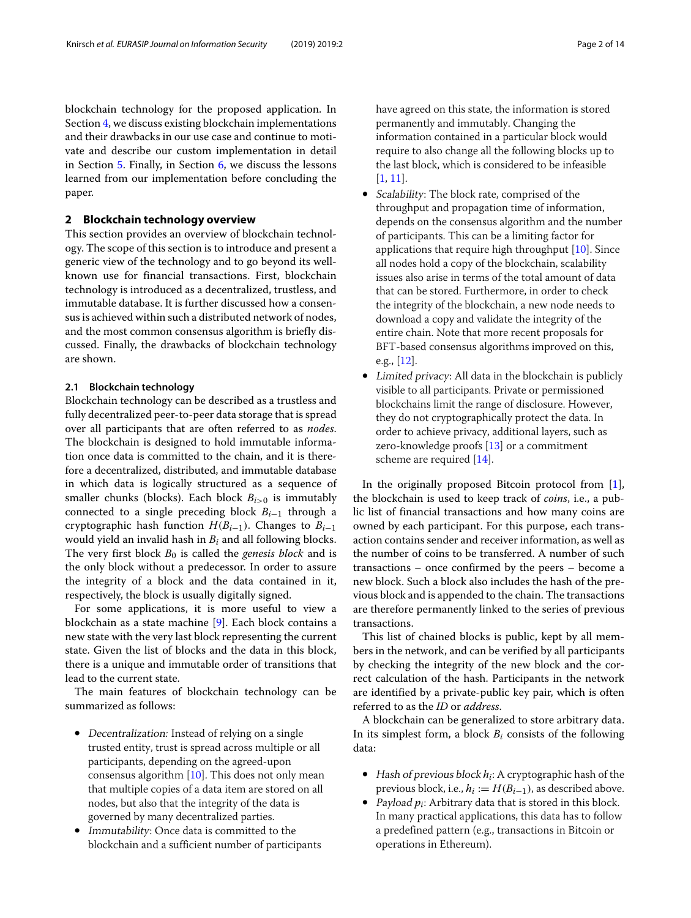blockchain technology for the proposed application. In Section 4, we discuss existing blockchain implementations and their drawbacks in our use case and continue to motivate and describe our custom implementation in detail in Section 5. Finally, in Section 6, we discuss the lessons learned from our implementation before concluding the paper.

## 2 Blockchain technology overview

This section provides an overview of blockchain technology. The scope of this section is to introduce and present a generic view of the technology and to go beyond its well-known use for financial transactions. First, blockchain technology is introduced as a decentralized, trustless, and immutable database. It is further discussed how a consensus is achieved within such a distributed network of nodes, and the most common consensus algorithm is briefly discussed. Finally, the drawbacks of blockchain technology are shown.

### 2.1 Blockchain technology

Blockchain technology can be described as a trustless and fully decentralized peer-to-peer data storage that is spread over all participants that are often referred to as *nodes*. The blockchain is designed to hold immutable information once data is committed to the chain, and it is therefore a decentralized, distributed, and immutable database in which data is logically structured as a sequence of smaller chunks (blocks). Each block $B_{i>0}$ is immutably connected to a single preceding block $B_{i-1}$ through a cryptographic hash function $H(B_{i-1})$. Changes to $B_{i-1}$ would yield an invalid hash in $B_i$ and all following blocks. The very first block $B_0$ is called the *genesis block* and is the only block without a predecessor. In order to assure the integrity of a block and the data contained in it, respectively, the block is usually digitally signed.

For some applications, it is more useful to view a blockchain as a state machine [9]. Each block contains a new state with the very last block representing the current state. Given the list of blocks and the data in this block, there is a unique and immutable order of transitions that lead to the current state.

The main features of blockchain technology can be summarized as follows:

- *Decentralization:* Instead of relying on a single trusted entity, trust is spread across multiple or all participants, depending on the agreed-upon consensus algorithm [10]. This does not only mean that multiple copies of a data item are stored on all nodes, but also that the integrity of the data is governed by many decentralized parties.
- *Immutability*: Once data is committed to the blockchain and a sufficient number of participants have agreed on this state, the information is stored permanently and immutably. Changing the information contained in a particular block would require to also change all the following blocks up to the last block, which is considered to be infeasible [1, 11].
- *Scalability*: The block rate, comprised of the throughput and propagation time of information, depends on the consensus algorithm and the number of participants. This can be a limiting factor for applications that require high throughput [10]. Since all nodes hold a copy of the blockchain, scalability issues also arise in terms of the total amount of data that can be stored. Furthermore, in order to check the integrity of the blockchain, a new node needs to download a copy and validate the integrity of the entire chain. Note that more recent proposals for BFT-based consensus algorithms improved on this, e.g., [12].
- *Limited privacy*: All data in the blockchain is publicly visible to all participants. Private or permissioned blockchains limit the range of disclosure. However, they do not cryptographically protect the data. In order to achieve privacy, additional layers, such as zero-knowledge proofs [13] or a commitment scheme are required [14].

In the originally proposed Bitcoin protocol from [1], the blockchain is used to keep track of *coins*, i.e., a public list of financial transactions and how many coins are owned by each participant. For this purpose, each transaction contains sender and receiver information, as well as the number of coins to be transferred. A number of such transactions – once confirmed by the peers – become a new block. Such a block also includes the hash of the previous block and is appended to the chain. The transactions are therefore permanently linked to the series of previous transactions.

This list of chained blocks is public, kept by all members in the network, and can be verified by all participants by checking the integrity of the new block and the correct calculation of the hash. Participants in the network are identified by a private-public key pair, which is often referred to as the *ID* or *address*.

A blockchain can be generalized to store arbitrary data. In its simplest form, a block $B_i$ consists of the following data:

- *Hash of previous block $h_i$*: A cryptographic hash of the previous block, i.e., $h_i := H(B_{i-1})$, as described above.
- *Payload $p_i$*: Arbitrary data that is stored in this block. In many practical applications, this data has to follow a predefined pattern (e.g., transactions in Bitcoin or operations in Ethereum).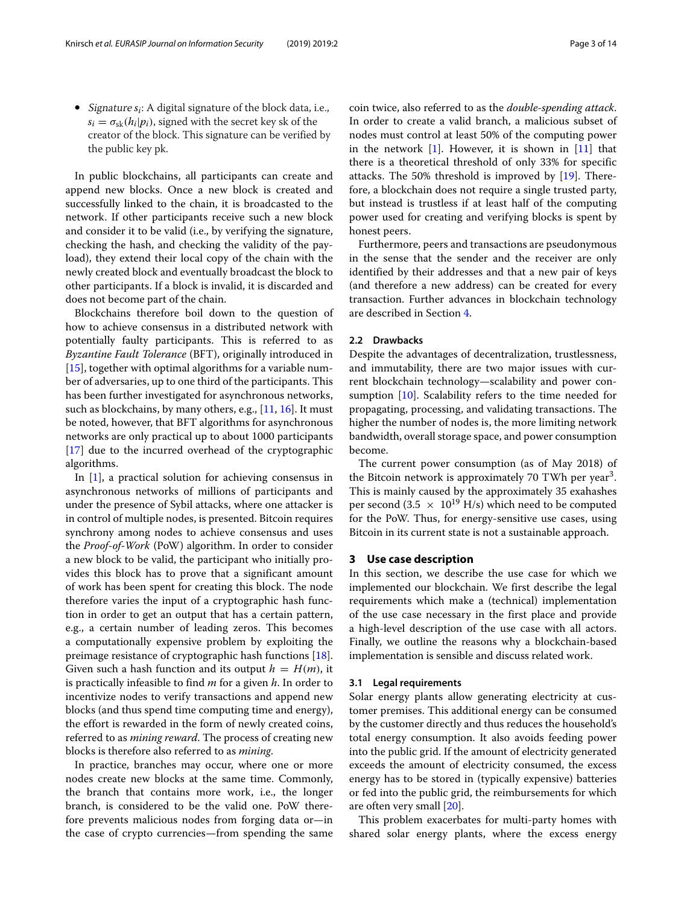- *Signature* $s_i$: A digital signature of the block data, i.e., $s_i = \sigma_{\text{sk}}(h_i|p_i)$, signed with the secret key sk of the creator of the block. This signature can be verified by the public key pk.

In public blockchains, all participants can create and append new blocks. Once a new block is created and successfully linked to the chain, it is broadcasted to the network. If other participants receive such a new block and consider it to be valid (i.e., by verifying the signature, checking the hash, and checking the validity of the payload), they extend their local copy of the chain with the newly created block and eventually broadcast the block to other participants. If a block is invalid, it is discarded and does not become part of the chain.

Blockchains therefore boil down to the question of how to achieve consensus in a distributed network with potentially faulty participants. This is referred to as *Byzantine Fault Tolerance* (BFT), originally introduced in [15], together with optimal algorithms for a variable number of adversaries, up to one third of the participants. This has been further investigated for asynchronous networks, such as blockchains, by many others, e.g., [11, 16]. It must be noted, however, that BFT algorithms for asynchronous networks are only practical up to about 1000 participants [17] due to the incurred overhead of the cryptographic algorithms.

In [1], a practical solution for achieving consensus in asynchronous networks of millions of participants and under the presence of Sybil attacks, where one attacker is in control of multiple nodes, is presented. Bitcoin requires synchrony among nodes to achieve consensus and uses the *Proof-of-Work* (PoW) algorithm. In order to consider a new block to be valid, the participant who initially provides this block has to prove that a significant amount of work has been spent for creating this block. The node therefore varies the input of a cryptographic hash function in order to get an output that has a certain pattern, e.g., a certain number of leading zeros. This becomes a computationally expensive problem by exploiting the preimage resistance of cryptographic hash functions [18]. Given such a hash function and its output $h = H(m)$, it is practically infeasible to find $m$ for a given $h$. In order to incentivize nodes to verify transactions and append new blocks (and thus spend time computing time and energy), the effort is rewarded in the form of newly created coins, referred to as *mining reward*. The process of creating new blocks is therefore also referred to as *mining*.

In practice, branches may occur, where one or more nodes create new blocks at the same time. Commonly, the branch that contains more work, i.e., the longer branch, is considered to be the valid one. PoW therefore prevents malicious nodes from forging data or—in the case of crypto currencies—from spending the same coin twice, also referred to as the *double-spending attack*. In order to create a valid branch, a malicious subset of nodes must control at least 50% of the computing power in the network [1]. However, it is shown in [11] that there is a theoretical threshold of only 33% for specific attacks. The 50% threshold is improved by [19]. Therefore, a blockchain does not require a single trusted party, but instead is trustless if at least half of the computing power used for creating and verifying blocks is spent by honest peers.

Furthermore, peers and transactions are pseudonymous in the sense that the sender and the receiver are only identified by their addresses and that a new pair of keys (and therefore a new address) can be created for every transaction. Further advances in blockchain technology are described in Section 4.

### 2.2 Drawbacks

Despite the advantages of decentralization, trustlessness, and immutability, there are two major issues with current blockchain technology—scalability and power consumption [10]. Scalability refers to the time needed for propagating, processing, and validating transactions. The higher the number of nodes is, the more limiting network bandwidth, overall storage space, and power consumption become.

The current power consumption (as of May 2018) of the Bitcoin network is approximately 70 TWh per year[3]. This is mainly caused by the approximately 35 exahashes per second ($3.5 \times 10^{19}$ H/s) which need to be computed for the PoW. Thus, for energy-sensitive use cases, using Bitcoin in its current state is not a sustainable approach.

## 3 Use case description

In this section, we describe the use case for which we implemented our blockchain. We first describe the legal requirements which make a (technical) implementation of the use case necessary in the first place and provide a high-level description of the use case with all actors. Finally, we outline the reasons why a blockchain-based implementation is sensible and discuss related work.

### 3.1 Legal requirements

Solar energy plants allow generating electricity at customer premises. This additional energy can be consumed by the customer directly and thus reduces the household's total energy consumption. It also avoids feeding power into the public grid. If the amount of electricity generated exceeds the amount of electricity consumed, the excess energy has to be stored in (typically expensive) batteries or fed into the public grid, the reimbursements for which are often very small [20].

This problem exacerbates for multi-party homes with shared solar energy plants, where the excess energy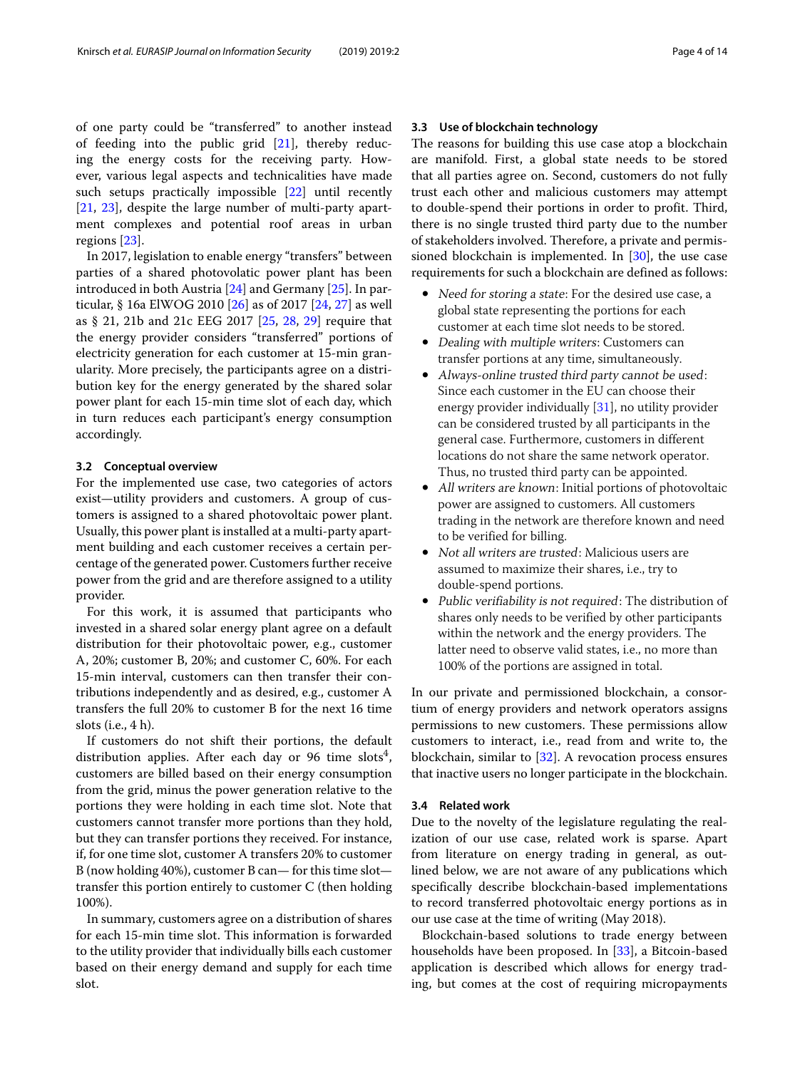of one party could be "transferred" to another instead of feeding into the public grid [21], thereby reducing the energy costs for the receiving party. However, various legal aspects and technicalities have made such setups practically impossible [22] until recently [21, 23], despite the large number of multi-party apartment complexes and potential roof areas in urban regions [23].

In 2017, legislation to enable energy "transfers" between parties of a shared photovolatic power plant has been introduced in both Austria [24] and Germany [25]. In particular, § 16a ElWOG 2010 [26] as of 2017 [24, 27] as well as § 21, 21b and 21c EEG 2017 [25, 28, 29] require that the energy provider considers "transferred" portions of electricity generation for each customer at 15-min granularity. More precisely, the participants agree on a distribution key for the energy generated by the shared solar power plant for each 15-min time slot of each day, which in turn reduces each participant's energy consumption accordingly.

### 3.2 Conceptual overview

For the implemented use case, two categories of actors exist—utility providers and customers. A group of customers is assigned to a shared photovoltaic power plant. Usually, this power plant is installed at a multi-party apartment building and each customer receives a certain percentage of the generated power. Customers further receive power from the grid and are therefore assigned to a utility provider.

For this work, it is assumed that participants who invested in a shared solar energy plant agree on a default distribution for their photovoltaic power, e.g., customer A, 20%; customer B, 20%; and customer C, 60%. For each 15-min interval, customers can then transfer their contributions independently and as desired, e.g., customer A transfers the full 20% to customer B for the next 16 time slots (i.e., 4 h).

If customers do not shift their portions, the default distribution applies. After each day or 96 time slots[4], customers are billed based on their energy consumption from the grid, minus the power generation relative to the portions they were holding in each time slot. Note that customers cannot transfer more portions than they hold, but they can transfer portions they received. For instance, if, for one time slot, customer A transfers 20% to customer B (now holding 40%), customer B can— for this time slot— transfer this portion entirely to customer C (then holding 100%).

In summary, customers agree on a distribution of shares for each 15-min time slot. This information is forwarded to the utility provider that individually bills each customer based on their energy demand and supply for each time slot.

### 3.3 Use of blockchain technology

The reasons for building this use case atop a blockchain are manifold. First, a global state needs to be stored that all parties agree on. Second, customers do not fully trust each other and malicious customers may attempt to double-spend their portions in order to profit. Third, there is no single trusted third party due to the number of stakeholders involved. Therefore, a private and permissioned blockchain is implemented. In [30], the use case requirements for such a blockchain are defined as follows:

- *Need for storing a state*: For the desired use case, a global state representing the portions for each customer at each time slot needs to be stored.
- *Dealing with multiple writers*: Customers can transfer portions at any time, simultaneously.
- *Always-online trusted third party cannot be used*: Since each customer in the EU can choose their energy provider individually [31], no utility provider can be considered trusted by all participants in the general case. Furthermore, customers in different locations do not share the same network operator. Thus, no trusted third party can be appointed.
- *All writers are known*: Initial portions of photovoltaic power are assigned to customers. All customers trading in the network are therefore known and need to be verified for billing.
- *Not all writers are trusted*: Malicious users are assumed to maximize their shares, i.e., try to double-spend portions.
- *Public verifiability is not required*: The distribution of shares only needs to be verified by other participants within the network and the energy providers. The latter need to observe valid states, i.e., no more than 100% of the portions are assigned in total.

In our private and permissioned blockchain, a consortium of energy providers and network operators assigns permissions to new customers. These permissions allow customers to interact, i.e., read from and write to, the blockchain, similar to [32]. A revocation process ensures that inactive users no longer participate in the blockchain.

### 3.4 Related work

Due to the novelty of the legislature regulating the realization of our use case, related work is sparse. Apart from literature on energy trading in general, as outlined below, we are not aware of any publications which specifically describe blockchain-based implementations to record transferred photovoltaic energy portions as in our use case at the time of writing (May 2018).

Blockchain-based solutions to trade energy between households have been proposed. In [33], a Bitcoin-based application is described which allows for energy trading, but comes at the cost of requiring micropayments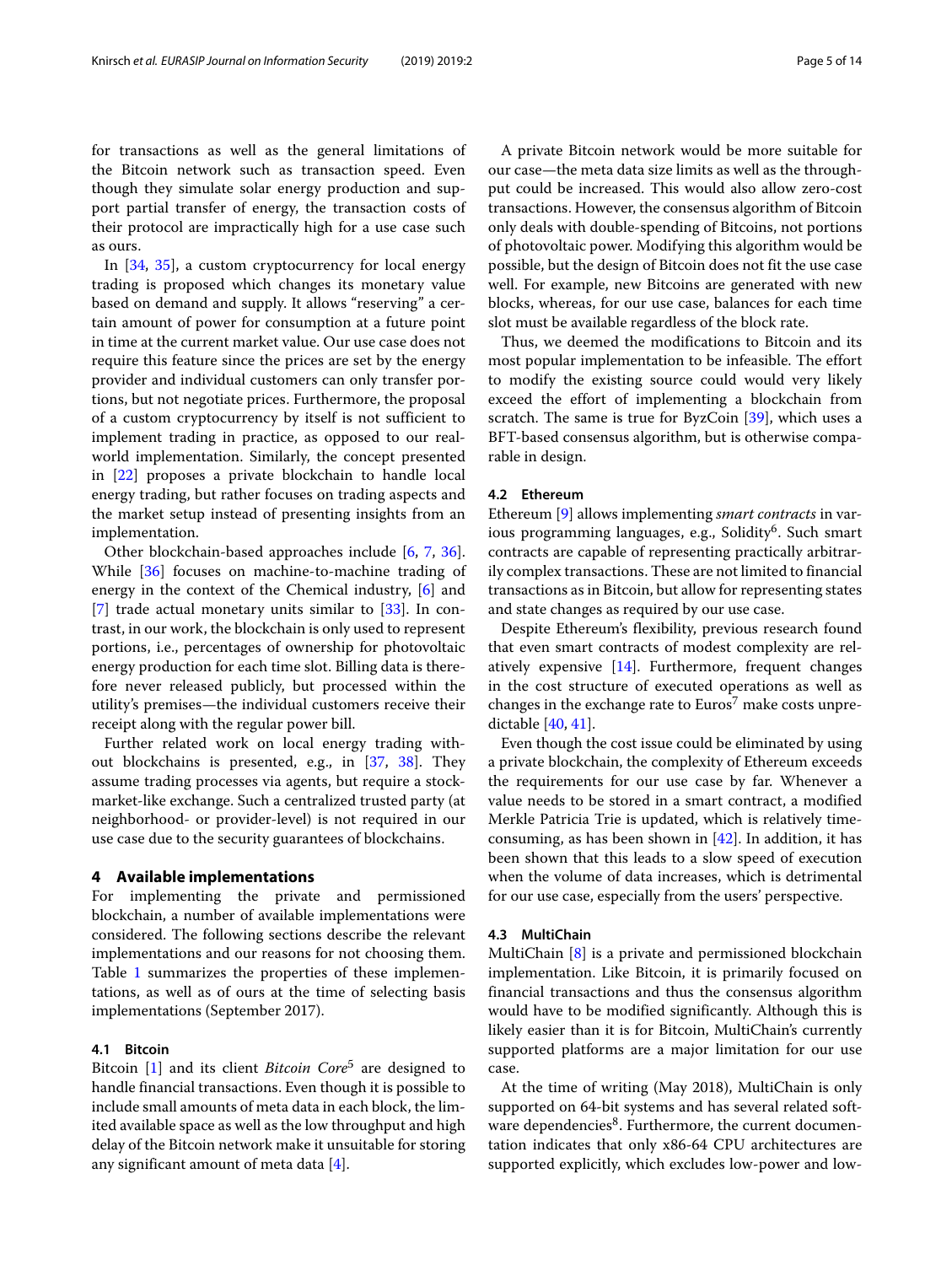for transactions as well as the general limitations of the Bitcoin network such as transaction speed. Even though they simulate solar energy production and support partial transfer of energy, the transaction costs of their protocol are impractically high for a use case such as ours.

In [34, 35], a custom cryptocurrency for local energy trading is proposed which changes its monetary value based on demand and supply. It allows "reserving" a certain amount of power for consumption at a future point in time at the current market value. Our use case does not require this feature since the prices are set by the energy provider and individual customers can only transfer portions, but not negotiate prices. Furthermore, the proposal of a custom cryptocurrency by itself is not sufficient to implement trading in practice, as opposed to our real-world implementation. Similarly, the concept presented in [22] proposes a private blockchain to handle local energy trading, but rather focuses on trading aspects and the market setup instead of presenting insights from an implementation.

Other blockchain-based approaches include [6, 7, 36]. While [36] focuses on machine-to-machine trading of energy in the context of the Chemical industry, [6] and [7] trade actual monetary units similar to [33]. In contrast, in our work, the blockchain is only used to represent portions, i.e., percentages of ownership for photovoltaic energy production for each time slot. Billing data is therefore never released publicly, but processed within the utility's premises—the individual customers receive their receipt along with the regular power bill.

Further related work on local energy trading without blockchains is presented, e.g., in [37, 38]. They assume trading processes via agents, but require a stock-market-like exchange. Such a centralized trusted party (at neighborhood- or provider-level) is not required in our use case due to the security guarantees of blockchains.

## 4 Available implementations

For implementing the private and permissioned blockchain, a number of available implementations were considered. The following sections describe the relevant implementations and our reasons for not choosing them. Table 1 summarizes the properties of these implementations, as well as of ours at the time of selecting basis implementations (September 2017).

### 4.1 Bitcoin

Bitcoin [1] and its client *Bitcoin Core*[5] are designed to handle financial transactions. Even though it is possible to include small amounts of meta data in each block, the limited available space as well as the low throughput and high delay of the Bitcoin network make it unsuitable for storing any significant amount of meta data [4].

A private Bitcoin network would be more suitable for our case—the meta data size limits as well as the throughput could be increased. This would also allow zero-cost transactions. However, the consensus algorithm of Bitcoin only deals with double-spending of Bitcoins, not portions of photovoltaic power. Modifying this algorithm would be possible, but the design of Bitcoin does not fit the use case well. For example, new Bitcoins are generated with new blocks, whereas, for our use case, balances for each time slot must be available regardless of the block rate.

Thus, we deemed the modifications to Bitcoin and its most popular implementation to be infeasible. The effort to modify the existing source could would very likely exceed the effort of implementing a blockchain from scratch. The same is true for ByzCoin [39], which uses a BFT-based consensus algorithm, but is otherwise comparable in design.

### 4.2 Ethereum

Ethereum [9] allows implementing *smart contracts* in various programming languages, e.g., Solidity[6]. Such smart contracts are capable of representing practically arbitrarily complex transactions. These are not limited to financial transactions as in Bitcoin, but allow for representing states and state changes as required by our use case.

Despite Ethereum's flexibility, previous research found that even smart contracts of modest complexity are relatively expensive [14]. Furthermore, frequent changes in the cost structure of executed operations as well as changes in the exchange rate to Euros[7] make costs unpredictable [40, 41].

Even though the cost issue could be eliminated by using a private blockchain, the complexity of Ethereum exceeds the requirements for our use case by far. Whenever a value needs to be stored in a smart contract, a modified Merkle Patricia Trie is updated, which is relatively time-consuming, as has been shown in [42]. In addition, it has been shown that this leads to a slow speed of execution when the volume of data increases, which is detrimental for our use case, especially from the users' perspective.

### 4.3 MultiChain

MultiChain [8] is a private and permissioned blockchain implementation. Like Bitcoin, it is primarily focused on financial transactions and thus the consensus algorithm would have to be modified significantly. Although this is likely easier than it is for Bitcoin, MultiChain's currently supported platforms are a major limitation for our use case.

At the time of writing (May 2018), MultiChain is only supported on 64-bit systems and has several related software dependencies[8]. Furthermore, the current documentation indicates that only x86-64 CPU architectures are supported explicitly, which excludes low-power and low-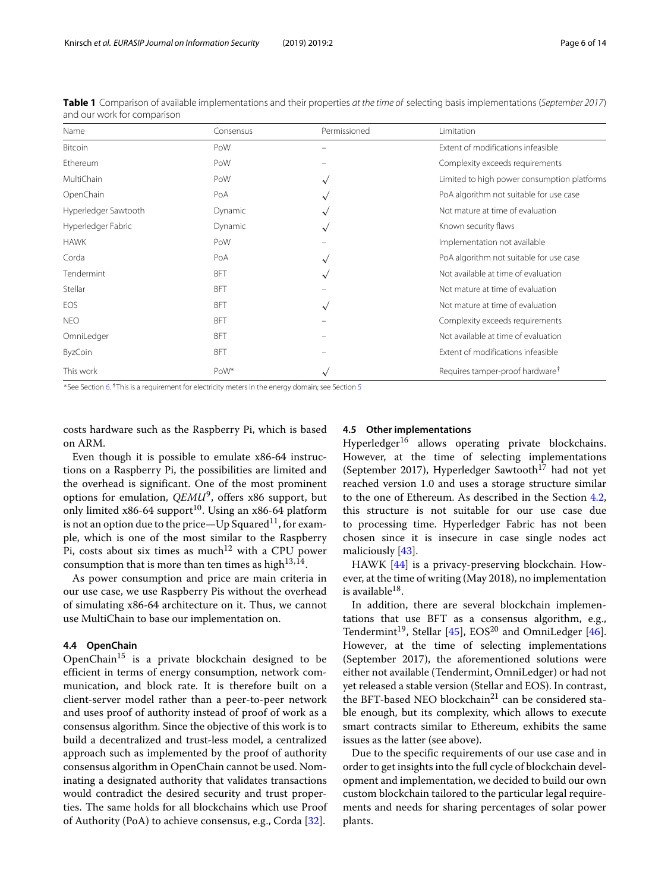**Table 1** Comparison of available implementations and their properties *at the time of* selecting basis implementations (*September 2017*) and our work for comparison

| Name | Consensus | Permissioned | Limitation |
|---|---|---|---|
| Bitcoin | PoW | – | Extent of modifications infeasible |
| Ethereum | PoW | – | Complexity exceeds requirements |
| MultiChain | PoW | √ | Limited to high power consumption platforms |
| OpenChain | PoA | √ | PoA algorithm not suitable for use case |
| Hyperledger Sawtooth | Dynamic | √ | Not mature at time of evaluation |
| Hyperledger Fabric | Dynamic | √ | Known security flaws |
| HAWK | PoW | – | Implementation not available |
| Corda | PoA | √ | PoA algorithm not suitable for use case |
| Tendermint | BFT | √ | Not available at time of evaluation |
| Stellar | BFT | – | Not mature at time of evaluation |
| EOS | BFT | √ | Not mature at time of evaluation |
| NEO | BFT | – | Complexity exceeds requirements |
| OmniLedger | BFT | – | Not available at time of evaluation |
| ByzCoin | BFT | – | Extent of modifications infeasible |
| This work | PoW* | √ | Requires tamper-proof hardware† |

*See Section 6. †This is a requirement for electricity meters in the energy domain; see Section 5

costs hardware such as the Raspberry Pi, which is based on ARM.

Even though it is possible to emulate x86-64 instructions on a Raspberry Pi, the possibilities are limited and the overhead is significant. One of the most prominent options for emulation, *QEMU*[9], offers x86 support, but only limited x86-64 support[10]. Using an x86-64 platform is not an option due to the price—Up Squared[11], for example, which is one of the most similar to the Raspberry Pi, costs about six times as much[12] with a CPU power consumption that is more than ten times as high[13,14].

As power consumption and price are main criteria in our use case, we use Raspberry Pis without the overhead of simulating x86-64 architecture on it. Thus, we cannot use MultiChain to base our implementation on.

### 4.4 OpenChain

OpenChain[15] is a private blockchain designed to be efficient in terms of energy consumption, network communication, and block rate. It is therefore built on a client-server model rather than a peer-to-peer network and uses proof of authority instead of proof of work as a consensus algorithm. Since the objective of this work is to build a decentralized and trust-less model, a centralized approach such as implemented by the proof of authority consensus algorithm in OpenChain cannot be used. Nominating a designated authority that validates transactions would contradict the desired security and trust properties. The same holds for all blockchains which use Proof of Authority (PoA) to achieve consensus, e.g., Corda [32].

### 4.5 Other implementations

Hyperledger[16] allows operating private blockchains. However, at the time of selecting implementations (September 2017), Hyperledger Sawtooth[17] had not yet reached version 1.0 and uses a storage structure similar to the one of Ethereum. As described in the Section 4.2, this structure is not suitable for our use case due to processing time. Hyperledger Fabric has not been chosen since it is insecure in case single nodes act maliciously [43].

HAWK [44] is a privacy-preserving blockchain. However, at the time of writing (May 2018), no implementation is available[18].

In addition, there are several blockchain implementations that use BFT as a consensus algorithm, e.g., Tendermint[19], Stellar [45], EOS[20] and OmniLedger [46]. However, at the time of selecting implementations (September 2017), the aforementioned solutions were either not available (Tendermint, OmniLedger) or had not yet released a stable version (Stellar and EOS). In contrast, the BFT-based NEO blockchain[21] can be considered stable enough, but its complexity, which allows to execute smart contracts similar to Ethereum, exhibits the same issues as the latter (see above).

Due to the specific requirements of our use case and in order to get insights into the full cycle of blockchain development and implementation, we decided to build our own custom blockchain tailored to the particular legal requirements and needs for sharing percentages of solar power plants.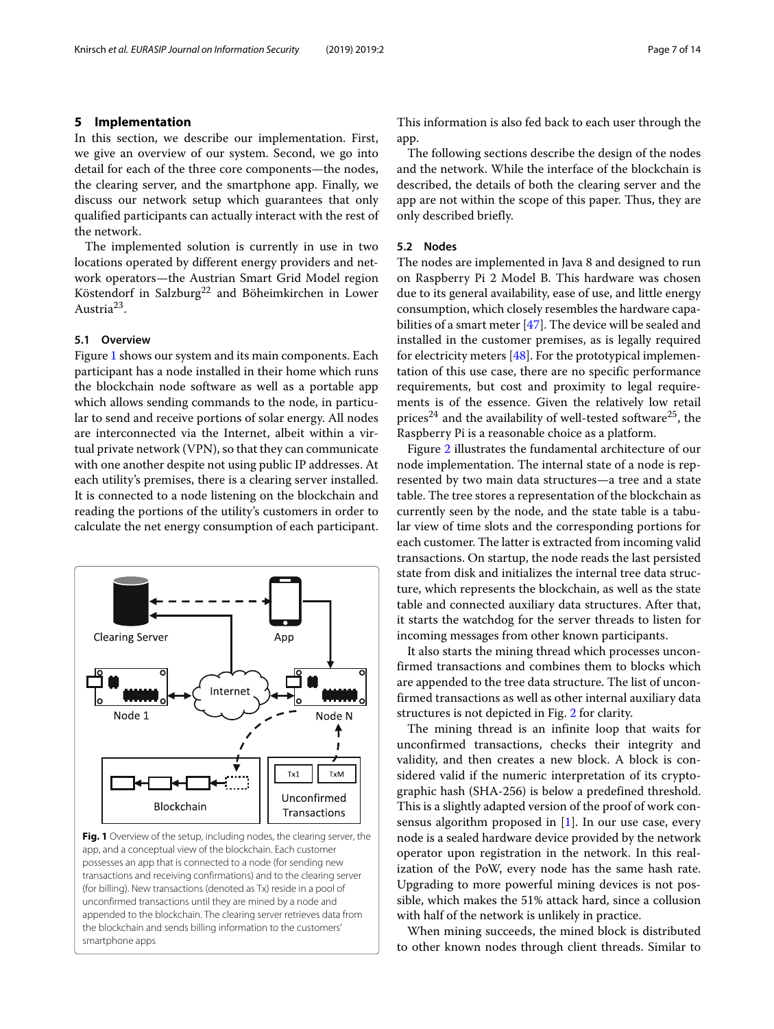## 5 Implementation

In this section, we describe our implementation. First, we give an overview of our system. Second, we go into detail for each of the three core components—the nodes, the clearing server, and the smartphone app. Finally, we discuss our network setup which guarantees that only qualified participants can actually interact with the rest of the network.

The implemented solution is currently in use in two locations operated by different energy providers and network operators—the Austrian Smart Grid Model region Köstendorf in Salzburg[22] and Böheimkirchen in Lower Austria[23].

### 5.1 Overview

Figure 1 shows our system and its main components. Each participant has a node installed in their home which runs the blockchain node software as well as a portable app which allows sending commands to the node, in particular to send and receive portions of solar energy. All nodes are interconnected via the Internet, albeit within a virtual private network (VPN), so that they can communicate with one another despite not using public IP addresses. At each utility's premises, there is a clearing server installed. It is connected to a node listening on the blockchain and reading the portions of the utility's customers in order to calculate the net energy consumption of each participant.

**Fig. 1** Overview of the setup, including nodes, the clearing server, the app, and a conceptual view of the blockchain. Each customer possesses an app that is connected to a node (for sending new transactions and receiving confirmations) and to the clearing server (for billing). New transactions (denoted as Tx) reside in a pool of unconfirmed transactions until they are mined by a node and appended to the blockchain. The clearing server retrieves data from the blockchain and sends billing information to the customers' smartphone apps

This information is also fed back to each user through the app.

The following sections describe the design of the nodes and the network. While the interface of the blockchain is described, the details of both the clearing server and the app are not within the scope of this paper. Thus, they are only described briefly.

### 5.2 Nodes

The nodes are implemented in Java 8 and designed to run on Raspberry Pi 2 Model B. This hardware was chosen due to its general availability, ease of use, and little energy consumption, which closely resembles the hardware capabilities of a smart meter [47]. The device will be sealed and installed in the customer premises, as is legally required for electricity meters [48]. For the prototypical implementation of this use case, there are no specific performance requirements, but cost and proximity to legal requirements is of the essence. Given the relatively low retail prices[24] and the availability of well-tested software[25], the Raspberry Pi is a reasonable choice as a platform.

Figure 2 illustrates the fundamental architecture of our node implementation. The internal state of a node is represented by two main data structures—a tree and a state table. The tree stores a representation of the blockchain as currently seen by the node, and the state table is a tabular view of time slots and the corresponding portions for each customer. The latter is extracted from incoming valid transactions. On startup, the node reads the last persisted state from disk and initializes the internal tree data structure, which represents the blockchain, as well as the state table and connected auxiliary data structures. After that, it starts the watchdog for the server threads to listen for incoming messages from other known participants.

It also starts the mining thread which processes unconfirmed transactions and combines them to blocks which are appended to the tree data structure. The list of unconfirmed transactions as well as other internal auxiliary data structures is not depicted in Fig. 2 for clarity.

The mining thread is an infinite loop that waits for unconfirmed transactions, checks their integrity and validity, and then creates a new block. A block is considered valid if the numeric interpretation of its cryptographic hash (SHA-256) is below a predefined threshold. This is a slightly adapted version of the proof of work consensus algorithm proposed in [1]. In our use case, every node is a sealed hardware device provided by the network operator upon registration in the network. In this realization of the PoW, every node has the same hash rate. Upgrading to more powerful mining devices is not possible, which makes the 51% attack hard, since a collusion with half of the network is unlikely in practice.

When mining succeeds, the mined block is distributed to other known nodes through client threads. Similar to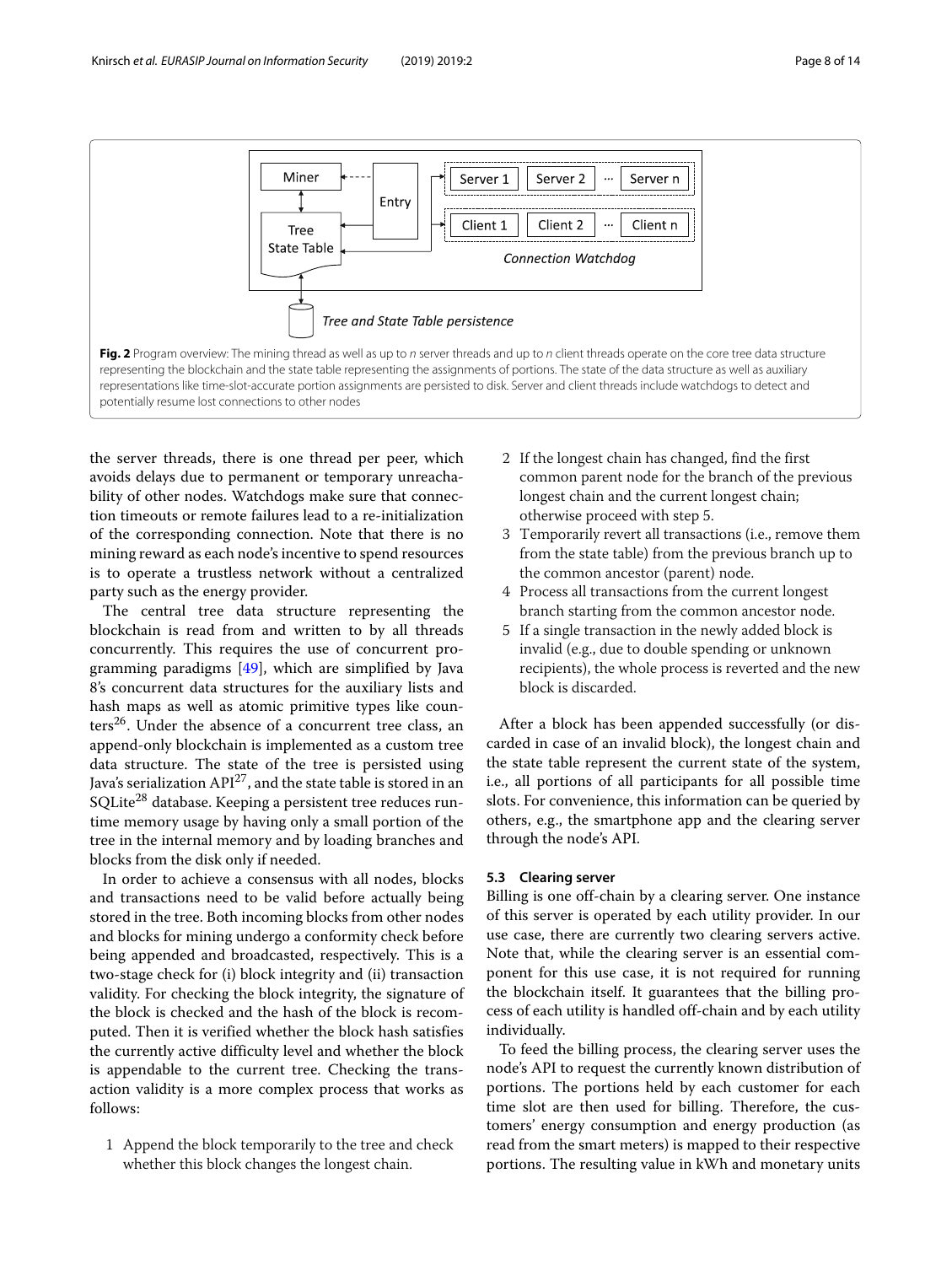**Fig. 2** Program overview: The mining thread as well as up to *n* server threads and up to *n* client threads operate on the core tree data structure representing the blockchain and the state table representing the assignments of portions. The state of the data structure as well as auxiliary representations like time-slot-accurate portion assignments are persisted to disk. Server and client threads include watchdogs to detect and potentially resume lost connections to other nodes

the server threads, there is one thread per peer, which avoids delays due to permanent or temporary unreachability of other nodes. Watchdogs make sure that connection timeouts or remote failures lead to a re-initialization of the corresponding connection. Note that there is no mining reward as each node's incentive to spend resources is to operate a trustless network without a centralized party such as the energy provider.

The central tree data structure representing the blockchain is read from and written to by all threads concurrently. This requires the use of concurrent programming paradigms [49], which are simplified by Java 8's concurrent data structures for the auxiliary lists and hash maps as well as atomic primitive types like counters[26]. Under the absence of a concurrent tree class, an append-only blockchain is implemented as a custom tree data structure. The state of the tree is persisted using Java's serialization API[27], and the state table is stored in an SQLite[28] database. Keeping a persistent tree reduces runtime memory usage by having only a small portion of the tree in the internal memory and by loading branches and blocks from the disk only if needed.

In order to achieve a consensus with all nodes, blocks and transactions need to be valid before actually being stored in the tree. Both incoming blocks from other nodes and blocks for mining undergo a conformity check before being appended and broadcasted, respectively. This is a two-stage check for (i) block integrity and (ii) transaction validity. For checking the block integrity, the signature of the block is checked and the hash of the block is recomputed. Then it is verified whether the block hash satisfies the currently active difficulty level and whether the block is appendable to the current tree. Checking the transaction validity is a more complex process that works as follows:

1. Append the block temporarily to the tree and check whether this block changes the longest chain.
2. If the longest chain has changed, find the first common parent node for the branch of the previous longest chain and the current longest chain; otherwise proceed with step 5.
3. Temporarily revert all transactions (i.e., remove them from the state table) from the previous branch up to the common ancestor (parent) node.
4. Process all transactions from the current longest branch starting from the common ancestor node.
5. If a single transaction in the newly added block is invalid (e.g., due to double spending or unknown recipients), the whole process is reverted and the new block is discarded.

After a block has been appended successfully (or discarded in case of an invalid block), the longest chain and the state table represent the current state of the system, i.e., all portions of all participants for all possible time slots. For convenience, this information can be queried by others, e.g., the smartphone app and the clearing server through the node's API.

### 5.3 Clearing server

Billing is one off-chain by a clearing server. One instance of this server is operated by each utility provider. In our use case, there are currently two clearing servers active. Note that, while the clearing server is an essential component for this use case, it is not required for running the blockchain itself. It guarantees that the billing process of each utility is handled off-chain and by each utility individually.

To feed the billing process, the clearing server uses the node's API to request the currently known distribution of portions. The portions held by each customer for each time slot are then used for billing. Therefore, the customers' energy consumption and energy production (as read from the smart meters) is mapped to their respective portions. The resulting value in kWh and monetary units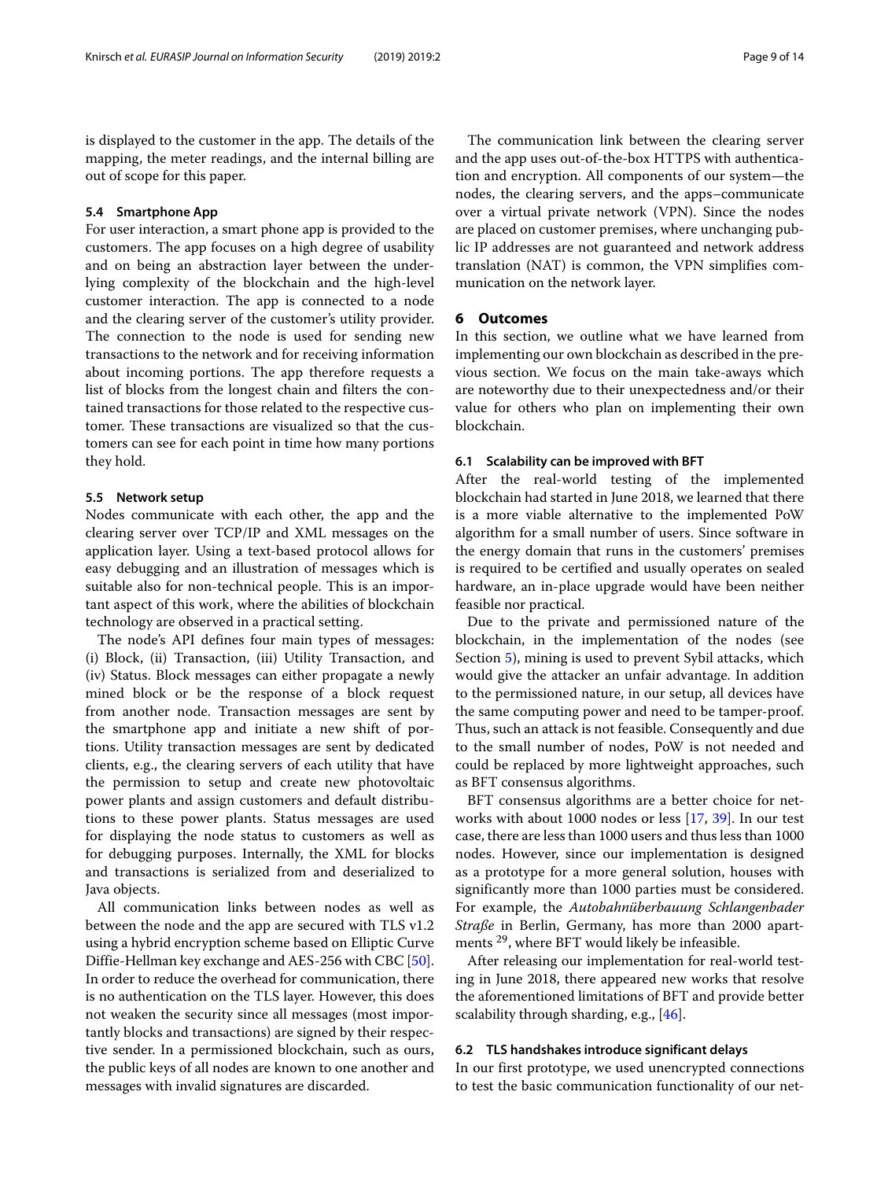is displayed to the customer in the app. The details of the mapping, the meter readings, and the internal billing are out of scope for this paper.

### 5.4 Smartphone App

For user interaction, a smart phone app is provided to the customers. The app focuses on a high degree of usability and on being an abstraction layer between the underlying complexity of the blockchain and the high-level customer interaction. The app is connected to a node and the clearing server of the customer's utility provider. The connection to the node is used for sending new transactions to the network and for receiving information about incoming portions. The app therefore requests a list of blocks from the longest chain and filters the contained transactions for those related to the respective customer. These transactions are visualized so that the customers can see for each point in time how many portions they hold.

### 5.5 Network setup

Nodes communicate with each other, the app and the clearing server over TCP/IP and XML messages on the application layer. Using a text-based protocol allows for easy debugging and an illustration of messages which is suitable also for non-technical people. This is an important aspect of this work, where the abilities of blockchain technology are observed in a practical setting.

The node's API defines four main types of messages: (i) Block, (ii) Transaction, (iii) Utility Transaction, and (iv) Status. Block messages can either propagate a newly mined block or be the response of a block request from another node. Transaction messages are sent by the smartphone app and initiate a new shift of portions. Utility transaction messages are sent by dedicated clients, e.g., the clearing servers of each utility that have the permission to setup and create new photovoltaic power plants and assign customers and default distributions to these power plants. Status messages are used for displaying the node status to customers as well as for debugging purposes. Internally, the XML for blocks and transactions is serialized from and deserialized to Java objects.

All communication links between nodes as well as between the node and the app are secured with TLS v1.2 using a hybrid encryption scheme based on Elliptic Curve Diffie-Hellman key exchange and AES-256 with CBC [50]. In order to reduce the overhead for communication, there is no authentication on the TLS layer. However, this does not weaken the security since all messages (most importantly blocks and transactions) are signed by their respective sender. In a permissioned blockchain, such as ours, the public keys of all nodes are known to one another and messages with invalid signatures are discarded.

The communication link between the clearing server and the app uses out-of-the-box HTTPS with authentication and encryption. All components of our system—the nodes, the clearing servers, and the apps–communicate over a virtual private network (VPN). Since the nodes are placed on customer premises, where unchanging public IP addresses are not guaranteed and network address translation (NAT) is common, the VPN simplifies communication on the network layer.

## 6 Outcomes

In this section, we outline what we have learned from implementing our own blockchain as described in the previous section. We focus on the main take-aways which are noteworthy due to their unexpectedness and/or their value for others who plan on implementing their own blockchain.

### 6.1 Scalability can be improved with BFT

After the real-world testing of the implemented blockchain had started in June 2018, we learned that there is a more viable alternative to the implemented PoW algorithm for a small number of users. Since software in the energy domain that runs in the customers' premises is required to be certified and usually operates on sealed hardware, an in-place upgrade would have been neither feasible nor practical.

Due to the private and permissioned nature of the blockchain, in the implementation of the nodes (see Section 5), mining is used to prevent Sybil attacks, which would give the attacker an unfair advantage. In addition to the permissioned nature, in our setup, all devices have the same computing power and need to be tamper-proof. Thus, such an attack is not feasible. Consequently and due to the small number of nodes, PoW is not needed and could be replaced by more lightweight approaches, such as BFT consensus algorithms.

BFT consensus algorithms are a better choice for networks with about 1000 nodes or less [17, 39]. In our test case, there are less than 1000 users and thus less than 1000 nodes. However, since our implementation is designed as a prototype for a more general solution, houses with significantly more than 1000 parties must be considered. For example, the *Autobahnüberbauung Schlangenbader Straße* in Berlin, Germany, has more than 2000 apartments [29], where BFT would likely be infeasible.

After releasing our implementation for real-world testing in June 2018, there appeared new works that resolve the aforementioned limitations of BFT and provide better scalability through sharding, e.g., [46].

### 6.2 TLS handshakes introduce significant delays

In our first prototype, we used unencrypted connections to test the basic communication functionality of our net-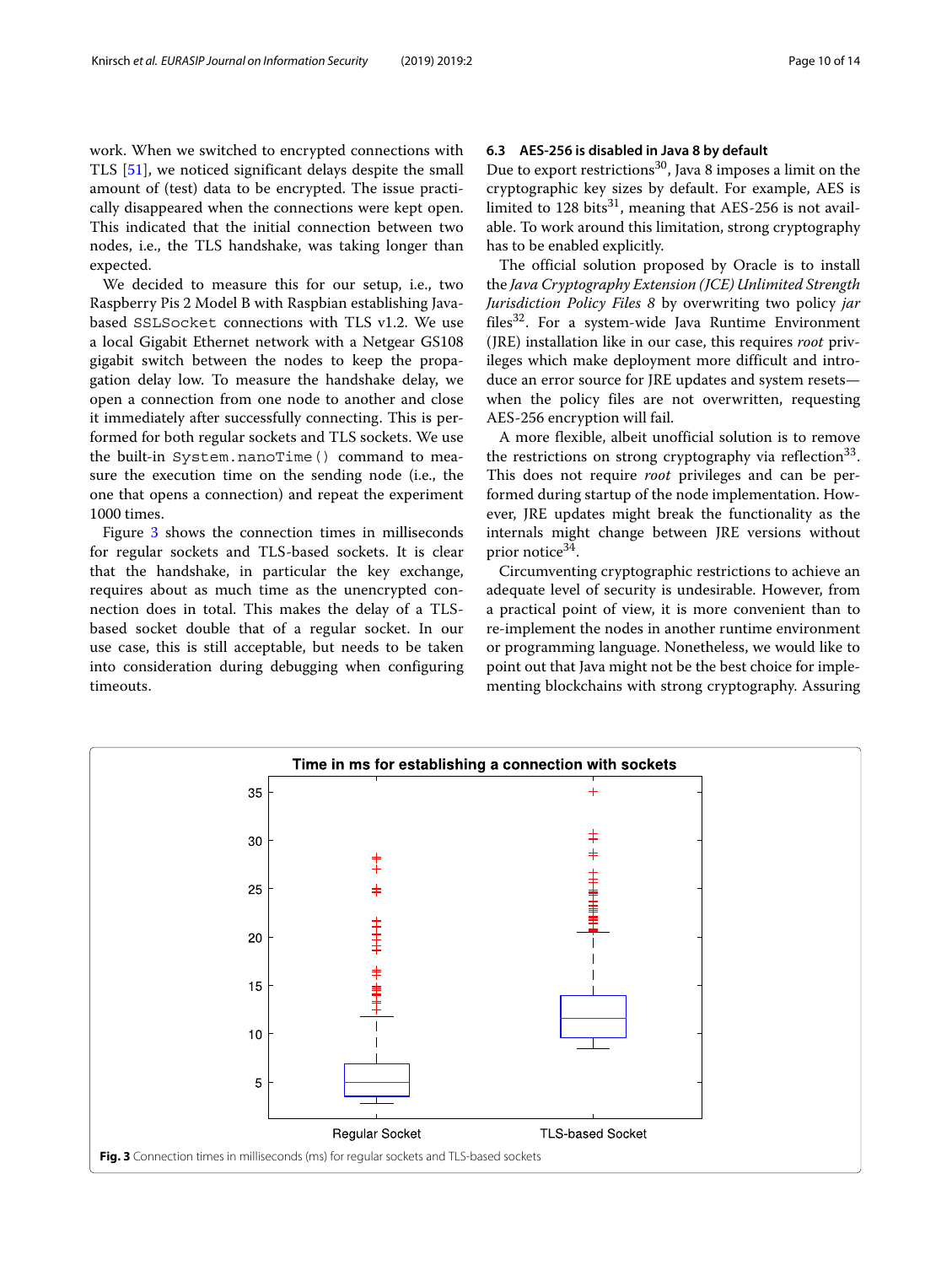work. When we switched to encrypted connections with TLS [51], we noticed significant delays despite the small amount of (test) data to be encrypted. The issue practically disappeared when the connections were kept open. This indicated that the initial connection between two nodes, i.e., the TLS handshake, was taking longer than expected.

We decided to measure this for our setup, i.e., two Raspberry Pis 2 Model B with Raspbian establishing Java-based `SSLSocket` connections with TLS v1.2. We use a local Gigabit Ethernet network with a Netgear GS108 gigabit switch between the nodes to keep the propagation delay low. To measure the handshake delay, we open a connection from one node to another and close it immediately after successfully connecting. This is performed for both regular sockets and TLS sockets. We use the built-in `System.nanoTime()` command to measure the execution time on the sending node (i.e., the one that opens a connection) and repeat the experiment 1000 times.

Figure 3 shows the connection times in milliseconds for regular sockets and TLS-based sockets. It is clear that the handshake, in particular the key exchange, requires about as much time as the unencrypted connection does in total. This makes the delay of a TLS-based socket double that of a regular socket. In our use case, this is still acceptable, but needs to be taken into consideration during debugging when configuring timeouts.

### 6.3 AES-256 is disabled in Java 8 by default

Due to export restrictions[30], Java 8 imposes a limit on the cryptographic key sizes by default. For example, AES is limited to 128 bits[31], meaning that AES-256 is not available. To work around this limitation, strong cryptography has to be enabled explicitly.

The official solution proposed by Oracle is to install the *Java Cryptography Extension (JCE) Unlimited Strength Jurisdiction Policy Files 8* by overwriting two policy *jar* files[32]. For a system-wide Java Runtime Environment (JRE) installation like in our case, this requires *root* privileges which make deployment more difficult and introduce an error source for JRE updates and system resets—when the policy files are not overwritten, requesting AES-256 encryption will fail.

A more flexible, albeit unofficial solution is to remove the restrictions on strong cryptography via reflection[33]. This does not require *root* privileges and can be performed during startup of the node implementation. However, JRE updates might break the functionality as the internals might change between JRE versions without prior notice[34].

Circumventing cryptographic restrictions to achieve an adequate level of security is undesirable. However, from a practical point of view, it is more convenient than to re-implement the nodes in another runtime environment or programming language. Nonetheless, we would like to point out that Java might not be the best choice for implementing blockchains with strong cryptography. Assuring

**Fig. 3** Connection times in milliseconds (ms) for regular sockets and TLS-based sockets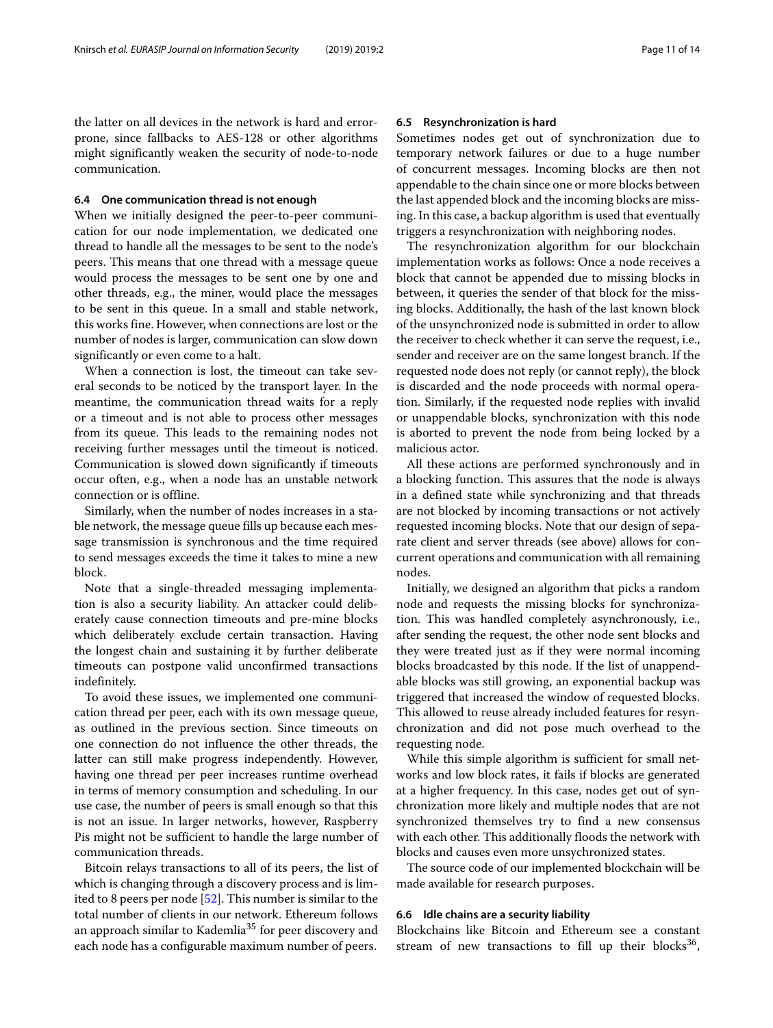the latter on all devices in the network is hard and error-prone, since fallbacks to AES-128 or other algorithms might significantly weaken the security of node-to-node communication.

### 6.4 One communication thread is not enough

When we initially designed the peer-to-peer communication for our node implementation, we dedicated one thread to handle all the messages to be sent to the node's peers. This means that one thread with a message queue would process the messages to be sent one by one and other threads, e.g., the miner, would place the messages to be sent in this queue. In a small and stable network, this works fine. However, when connections are lost or the number of nodes is larger, communication can slow down significantly or even come to a halt.

When a connection is lost, the timeout can take several seconds to be noticed by the transport layer. In the meantime, the communication thread waits for a reply or a timeout and is not able to process other messages from its queue. This leads to the remaining nodes not receiving further messages until the timeout is noticed. Communication is slowed down significantly if timeouts occur often, e.g., when a node has an unstable network connection or is offline.

Similarly, when the number of nodes increases in a stable network, the message queue fills up because each message transmission is synchronous and the time required to send messages exceeds the time it takes to mine a new block.

Note that a single-threaded messaging implementation is also a security liability. An attacker could deliberately cause connection timeouts and pre-mine blocks which deliberately exclude certain transaction. Having the longest chain and sustaining it by further deliberate timeouts can postpone valid unconfirmed transactions indefinitely.

To avoid these issues, we implemented one communication thread per peer, each with its own message queue, as outlined in the previous section. Since timeouts on one connection do not influence the other threads, the latter can still make progress independently. However, having one thread per peer increases runtime overhead in terms of memory consumption and scheduling. In our use case, the number of peers is small enough so that this is not an issue. In larger networks, however, Raspberry Pis might not be sufficient to handle the large number of communication threads.

Bitcoin relays transactions to all of its peers, the list of which is changing through a discovery process and is limited to 8 peers per node [52]. This number is similar to the total number of clients in our network. Ethereum follows an approach similar to Kademlia[35] for peer discovery and each node has a configurable maximum number of peers.

### 6.5 Resynchronization is hard

Sometimes nodes get out of synchronization due to temporary network failures or due to a huge number of concurrent messages. Incoming blocks are then not appendable to the chain since one or more blocks between the last appended block and the incoming blocks are missing. In this case, a backup algorithm is used that eventually triggers a resynchronization with neighboring nodes.

The resynchronization algorithm for our blockchain implementation works as follows: Once a node receives a block that cannot be appended due to missing blocks in between, it queries the sender of that block for the missing blocks. Additionally, the hash of the last known block of the unsynchronized node is submitted in order to allow the receiver to check whether it can serve the request, i.e., sender and receiver are on the same longest branch. If the requested node does not reply (or cannot reply), the block is discarded and the node proceeds with normal operation. Similarly, if the requested node replies with invalid or unappendable blocks, synchronization with this node is aborted to prevent the node from being locked by a malicious actor.

All these actions are performed synchronously and in a blocking function. This assures that the node is always in a defined state while synchronizing and that threads are not blocked by incoming transactions or not actively requested incoming blocks. Note that our design of separate client and server threads (see above) allows for concurrent operations and communication with all remaining nodes.

Initially, we designed an algorithm that picks a random node and requests the missing blocks for synchronization. This was handled completely asynchronously, i.e., after sending the request, the other node sent blocks and they were treated just as if they were normal incoming blocks broadcasted by this node. If the list of unappendable blocks was still growing, an exponential backup was triggered that increased the window of requested blocks. This allowed to reuse already included features for resynchronization and did not pose much overhead to the requesting node.

While this simple algorithm is sufficient for small networks and low block rates, it fails if blocks are generated at a higher frequency. In this case, nodes get out of synchronization more likely and multiple nodes that are not synchronized themselves try to find a new consensus with each other. This additionally floods the network with blocks and causes even more unsychronized states.

The source code of our implemented blockchain will be made available for research purposes.

### 6.6 Idle chains are a security liability

Blockchains like Bitcoin and Ethereum see a constant stream of new transactions to fill up their blocks[36],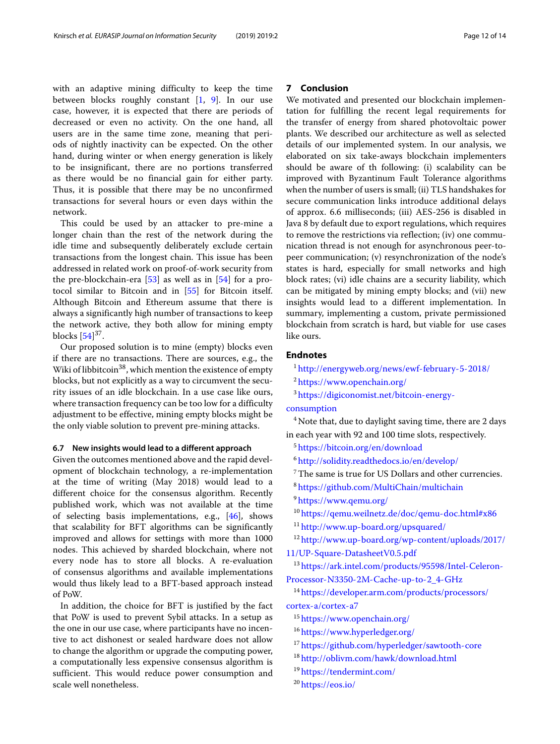with an adaptive mining difficulty to keep the time between blocks roughly constant [1, 9]. In our use case, however, it is expected that there are periods of decreased or even no activity. On the one hand, all users are in the same time zone, meaning that periods of nightly inactivity can be expected. On the other hand, during winter or when energy generation is likely to be insignificant, there are no portions transferred as there would be no financial gain for either party. Thus, it is possible that there may be no unconfirmed transactions for several hours or even days within the network.

This could be used by an attacker to pre-mine a longer chain than the rest of the network during the idle time and subsequently deliberately exclude certain transactions from the longest chain. This issue has been addressed in related work on proof-of-work security from the pre-blockchain-era [53] as well as in [54] for a protocol similar to Bitcoin and in [55] for Bitcoin itself. Although Bitcoin and Ethereum assume that there is always a significantly high number of transactions to keep the network active, they both allow for mining empty blocks [54][37].

Our proposed solution is to mine (empty) blocks even if there are no transactions. There are sources, e.g., the Wiki of libbitcoin[38], which mention the existence of empty blocks, but not explicitly as a way to circumvent the security issues of an idle blockchain. In a use case like ours, where transaction frequency can be too low for a difficulty adjustment to be effective, mining empty blocks might be the only viable solution to prevent pre-mining attacks.

### 6.7 New insights would lead to a different approach

Given the outcomes mentioned above and the rapid development of blockchain technology, a re-implementation at the time of writing (May 2018) would lead to a different choice for the consensus algorithm. Recently published work, which was not available at the time of selecting basis implementations, e.g., [46], shows that scalability for BFT algorithms can be significantly improved and allows for settings with more than 1000 nodes. This achieved by sharded blockchain, where not every node has to store all blocks. A re-evaluation of consensus algorithms and available implementations would thus likely lead to a BFT-based approach instead of PoW.

In addition, the choice for BFT is justified by the fact that PoW is used to prevent Sybil attacks. In a setup as the one in our use case, where participants have no incentive to act dishonest or sealed hardware does not allow to change the algorithm or upgrade the computing power, a computationally less expensive consensus algorithm is sufficient. This would reduce power consumption and scale well nonetheless.

## 7 Conclusion

We motivated and presented our blockchain implementation for fulfilling the recent legal requirements for the transfer of energy from shared photovoltaic power plants. We described our architecture as well as selected details of our implemented system. In our analysis, we elaborated on six take-aways blockchain implementers should be aware of th following: (i) scalability can be improved with Byzantinum Fault Tolerance algorithms when the number of users is small; (ii) TLS handshakes for secure communication links introduce additional delays of approx. 6.6 milliseconds; (iii) AES-256 is disabled in Java 8 by default due to export regulations, which requires to remove the restrictions via reflection; (iv) one communication thread is not enough for asynchronous peer-to-peer communication; (v) resynchronization of the node's states is hard, especially for small networks and high block rates; (vi) idle chains are a security liability, which can be mitigated by mining empty blocks; and (vii) new insights would lead to a different implementation. In summary, implementing a custom, private permissioned blockchain from scratch is hard, but viable for use cases like ours.

## Endnotes

[1] http://energyweb.org/news/ewf-february-5-2018/

[2] https://www.openchain.org/

[3] https://digiconomist.net/bitcoin-energy-consumption

[4] Note that, due to daylight saving time, there are 2 days in each year with 92 and 100 time slots, respectively.

[5] https://bitcoin.org/en/download

[6] http://solidity.readthedocs.io/en/develop/

[7] The same is true for US Dollars and other currencies.

[8] https://github.com/MultiChain/multichain

[9] https://www.qemu.org/

[10] https://qemu.weilnetz.de/doc/qemu-doc.html#x86

[11] http://www.up-board.org/upsquared/

[12] http://www.up-board.org/wp-content/uploads/2017/11/UP-Square-DatasheetV0.5.pdf

[13] https://ark.intel.com/products/95598/Intel-Celeron-Processor-N3350-2M-Cache-up-to-2_4-GHz

[14] https://developer.arm.com/products/processors/cortex-a/cortex-a7

[15] https://www.openchain.org/

[16] https://www.hyperledger.org/

[17] https://github.com/hyperledger/sawtooth-core

[18] http://oblivm.com/hawk/download.html

[19] https://tendermint.com/

[20] https://eos.io/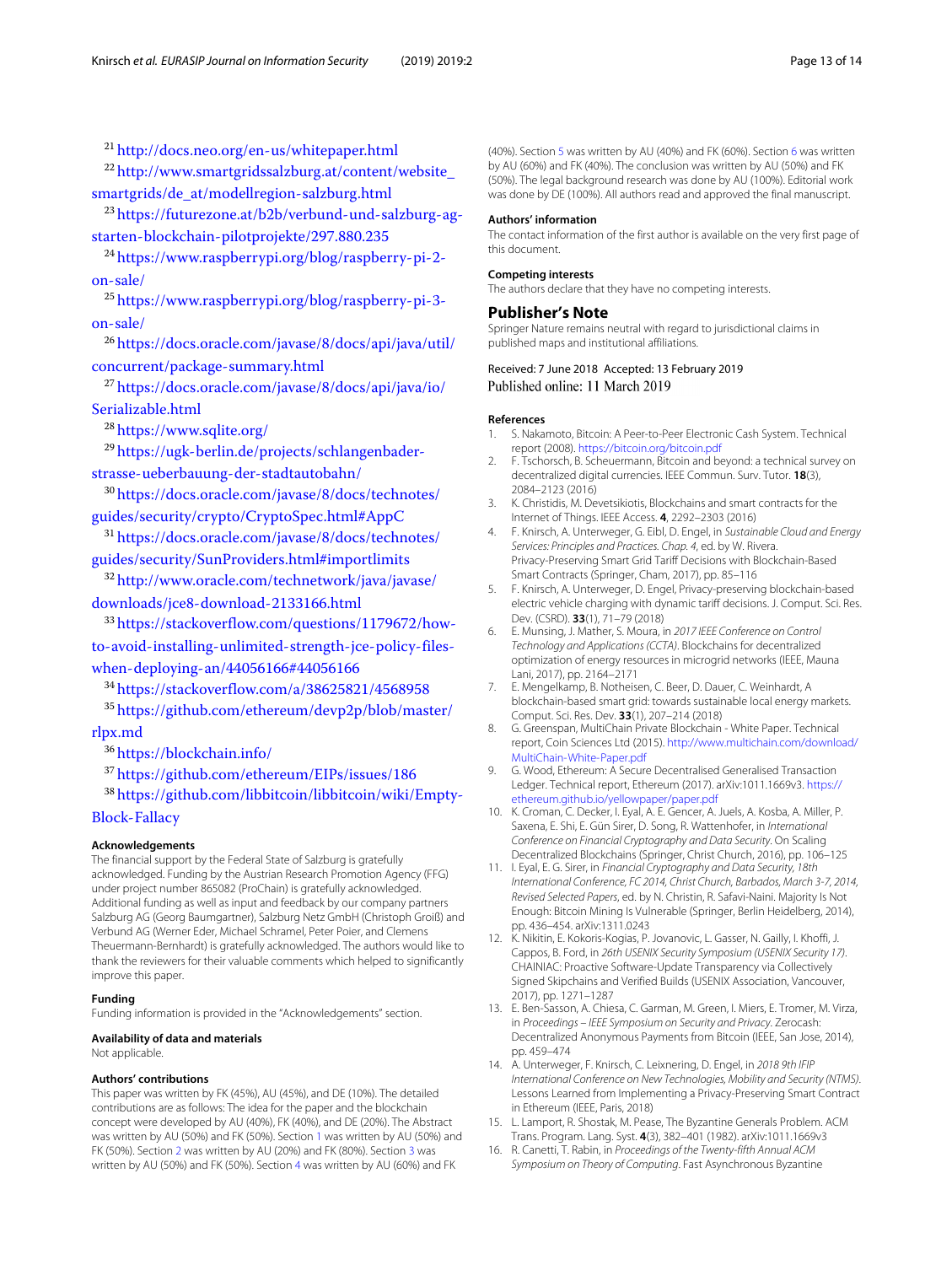[21] http://docs.neo.org/en-us/whitepaper.html

[22] http://www.smartgridssalzburg.at/content/website_smartgrids/de_at/modellregion-salzburg.html

[23] https://futurezone.at/b2b/verbund-und-salzburg-ag-starten-blockchain-pilotprojekte/297.880.235

[24] https://www.raspberrypi.org/blog/raspberry-pi-2-on-sale/

[25] https://www.raspberrypi.org/blog/raspberry-pi-3-on-sale/

[26] https://docs.oracle.com/javase/8/docs/api/java/util/concurrent/package-summary.html

[27] https://docs.oracle.com/javase/8/docs/api/java/io/Serializable.html

[28] https://www.sqlite.org/

[29] https://ugk-berlin.de/projects/schlangenbader-strasse-ueberbauung-der-stadtautobahn/

[30] https://docs.oracle.com/javase/8/docs/technotes/guides/security/crypto/CryptoSpec.html#AppC

[31] https://docs.oracle.com/javase/8/docs/technotes/guides/security/SunProviders.html#importlimits

[32] http://www.oracle.com/technetwork/java/javase/downloads/jce8-download-2133166.html

[33] https://stackoverflow.com/questions/1179672/how-to-avoid-installing-unlimited-strength-jce-policy-files-when-deploying-an/44056166#44056166

[34] https://stackoverflow.com/a/38625821/4568958

[35] https://github.com/ethereum/devp2p/blob/master/rlpx.md

[36] https://blockchain.info/

[37] https://github.com/ethereum/EIPs/issues/186

[38] https://github.com/libbitcoin/libbitcoin/wiki/Empty-Block-Fallacy

#### Acknowledgements

The financial support by the Federal State of Salzburg is gratefully acknowledged. Funding by the Austrian Research Promotion Agency (FFG) under project number 865082 (ProChain) is gratefully acknowledged. Additional funding as well as input and feedback by our company partners Salzburg AG (Georg Baumgartner), Salzburg Netz GmbH (Christoph Groiß) and Verbund AG (Werner Eder, Michael Schramel, Peter Poier, and Clemens Theuermann-Bernhardt) is gratefully acknowledged. The authors would like to thank the reviewers for their valuable comments which helped to significantly improve this paper.

#### Funding

Funding information is provided in the "Acknowledgements" section.

#### Availability of data and materials

Not applicable.

#### Authors' contributions

This paper was written by FK (45%), AU (45%), and DE (10%). The detailed contributions are as follows: The idea for the paper and the blockchain concept were developed by AU (40%), FK (40%), and DE (20%). The Abstract was written by AU (50%) and FK (50%). Section 1 was written by AU (50%) and FK (50%). Section 2 was written by AU (20%) and FK (80%). Section 3 was written by AU (50%) and FK (50%). Section 4 was written by AU (60%) and FK (40%). Section 5 was written by AU (40%) and FK (60%). Section 6 was written by AU (60%) and FK (40%). The conclusion was written by AU (50%) and FK (50%). The legal background research was done by AU (100%). Editorial work was done by DE (100%). All authors read and approved the final manuscript.

#### Authors' information

The contact information of the first author is available on the very first page of this document.

#### Competing interests

The authors declare that they have no competing interests.

### Publisher's Note

Springer Nature remains neutral with regard to jurisdictional claims in published maps and institutional affiliations.

Received: 7 June 2018 Accepted: 13 February 2019
Published online: 11 March 2019

#### References

1. S. Nakamoto, Bitcoin: A Peer-to-Peer Electronic Cash System. Technical report (2008). https://bitcoin.org/bitcoin.pdf
2. F. Tschorsch, B. Scheuermann, Bitcoin and beyond: a technical survey on decentralized digital currencies. IEEE Commun. Surv. Tutor. **18**(3), 2084–2123 (2016)
3. K. Christidis, M. Devetsikiotis, Blockchains and smart contracts for the Internet of Things. IEEE Access. **4**, 2292–2303 (2016)
4. F. Knirsch, A. Unterweger, G. Eibl, D. Engel, in *Sustainable Cloud and Energy Services: Principles and Practices. Chap. 4*, ed. by W. Rivera. Privacy-Preserving Smart Grid Tariff Decisions with Blockchain-Based Smart Contracts (Springer, Cham, 2017), pp. 85–116
5. F. Knirsch, A. Unterweger, D. Engel, Privacy-preserving blockchain-based electric vehicle charging with dynamic tariff decisions. J. Comput. Sci. Res. Dev. (CSRD). **33**(1), 71–79 (2018)
6. E. Munsing, J. Mather, S. Moura, in *2017 IEEE Conference on Control Technology and Applications (CCTA)*. Blockchains for decentralized optimization of energy resources in microgrid networks (IEEE, Mauna Lani, 2017), pp. 2164–2171
7. E. Mengelkamp, B. Notheisen, C. Beer, D. Dauer, C. Weinhardt, A blockchain-based smart grid: towards sustainable local energy markets. Comput. Sci. Res. Dev. **33**(1), 207–214 (2018)
8. G. Greenspan, MultiChain Private Blockchain - White Paper. Technical report, Coin Sciences Ltd (2015). http://www.multichain.com/download/MultiChain-White-Paper.pdf
9. G. Wood, Ethereum: A Secure Decentralised Generalised Transaction Ledger. Technical report, Ethereum (2017). arXiv:1011.1669v3. https://ethereum.github.io/yellowpaper/paper.pdf
10. K. Croman, C. Decker, I. Eyal, A. E. Gencer, A. Juels, A. Kosba, A. Miller, P. Saxena, E. Shi, E. Gün Sirer, D. Song, R. Wattenhofer, in *International Conference on Financial Cryptography and Data Security*. On Scaling Decentralized Blockchains (Springer, Christ Church, 2016), pp. 106–125
11. I. Eyal, E. G. Sirer, in *Financial Cryptography and Data Security, 18th International Conference, FC 2014, Christ Church, Barbados, March 3-7, 2014, Revised Selected Papers*, ed. by N. Christin, R. Safavi-Naini. Majority Is Not Enough: Bitcoin Mining Is Vulnerable (Springer, Berlin Heidelberg, 2014), pp. 436–454. arXiv:1311.0243
12. K. Nikitin, E. Kokoris-Kogias, P. Jovanovic, L. Gasser, N. Gailly, I. Khoffi, J. Cappos, B. Ford, in *26th USENIX Security Symposium (USENIX Security 17)*. CHAINIAC: Proactive Software-Update Transparency via Collectively Signed Skipchains and Verified Builds (USENIX Association, Vancouver, 2017), pp. 1271–1287
13. E. Ben-Sasson, A. Chiesa, C. Garman, M. Green, I. Miers, E. Tromer, M. Virza, in *Proceedings – IEEE Symposium on Security and Privacy*. Zerocash: Decentralized Anonymous Payments from Bitcoin (IEEE, San Jose, 2014), pp. 459–474
14. A. Unterweger, F. Knirsch, C. Leixnering, D. Engel, in *2018 9th IFIP International Conference on New Technologies, Mobility and Security (NTMS)*. Lessons Learned from Implementing a Privacy-Preserving Smart Contract in Ethereum (IEEE, Paris, 2018)
15. L. Lamport, R. Shostak, M. Pease, The Byzantine Generals Problem. ACM Trans. Program. Lang. Syst. **4**(3), 382–401 (1982). arXiv:1011.1669v3
16. R. Canetti, T. Rabin, in *Proceedings of the Twenty-fifth Annual ACM Symposium on Theory of Computing*. Fast Asynchronous Byzantine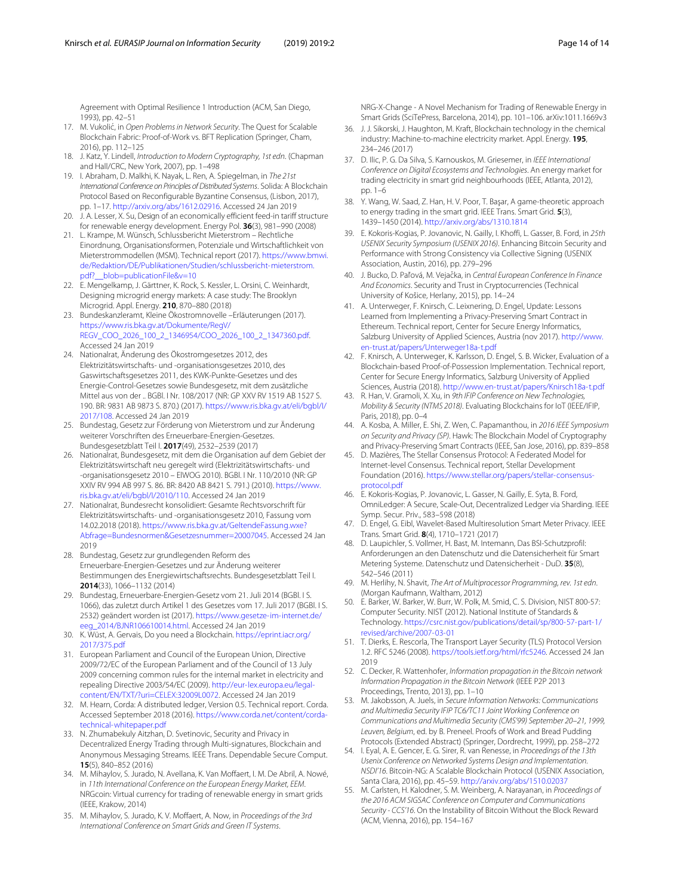Agreement with Optimal Resilience 1 Introduction (ACM, San Diego, 1993), pp. 42–51

17. M. Vukolić, in *Open Problems in Network Security*. The Quest for Scalable Blockchain Fabric: Proof-of-Work vs. BFT Replication (Springer, Cham, 2016), pp. 112–125
18. J. Katz, Y. Lindell, *Introduction to Modern Cryptography, 1st edn*. (Chapman and Hall/CRC, New York, 2007), pp. 1–498
19. I. Abraham, D. Malkhi, K. Nayak, L. Ren, A. Spiegelman, in *The 21st International Conference on Principles of Distributed Systems*. Solida: A Blockchain Protocol Based on Reconfigurable Byzantine Consensus, (Lisbon, 2017), pp. 1–17. http://arxiv.org/abs/1612.02916. Accessed 24 Jan 2019
20. J. A. Lesser, X. Su, Design of an economically efficient feed-in tariff structure for renewable energy development. Energy Pol. **36**(3), 981–990 (2008)
21. L. Krampe, M. Wünsch, Schlussbericht Mieterstrom – Rechtliche Einordnung, Organisationsformen, Potenziale und Wirtschaftlichkeit von Mieterstrommodellen (MSM). Technical report (2017). https://www.bmwi.de/Redaktion/DE/Publikationen/Studien/schlussbericht-mieterstrom.pdf?__blob=publicationFile&v=10
22. E. Mengelkamp, J. Gärttner, K. Rock, S. Kessler, L. Orsini, C. Weinhardt, Designing microgrid energy markets: A case study: The Brooklyn Microgrid. Appl. Energy. **210**, 870–880 (2018)
23. Bundeskanzleramt, Kleine Ökostromnovelle –Erläuterungen (2017). https://www.ris.bka.gv.at/Dokumente/RegV/REGV_COO_2026_100_2_1346954/COO_2026_100_2_1347360.pdf. Accessed 24 Jan 2019
24. Nationalrat, Änderung des Ökostromgesetzes 2012, des Elektrizitätswirtschafts- und -organisationsgesetzes 2010, des Gaswirtschaftsgesetzes 2011, des KWK-Punkte-Gesetzes und des Energie-Control-Gesetzes sowie Bundesgesetz, mit dem zusätzliche Mittel aus von der .. BGBl. I Nr. 108/2017 (NR: GP XXV RV 1519 AB 1527 S. 190. BR: 9831 AB 9873 S. 870.) (2017). https://www.ris.bka.gv.at/eli/bgbl/I/2017/108. Accessed 24 Jan 2019
25. Bundestag, Gesetz zur Förderung von Mieterstrom und zur Änderung weiterer Vorschriften des Erneuerbare-Energien-Gesetzes. Bundesgesetzblatt Teil I. **2017**(49), 2532–2539 (2017)
26. Nationalrat, Bundesgesetz, mit dem die Organisation auf dem Gebiet der Elektrizitätswirtschaft neu geregelt wird (Elektrizitätswirtschafts- und -organisationsgesetz 2010 – ElWOG 2010). BGBl. I Nr. 110/2010 (NR: GP XXIV RV 994 AB 997 S. 86. BR: 8420 AB 8421 S. 791.) (2010). https://www.ris.bka.gv.at/eli/bgbl/I/2010/110. Accessed 24 Jan 2019
27. Nationalrat, Bundesrecht konsolidiert: Gesamte Rechtsvorschrift für Elektrizitätswirtschafts- und -organisationsgesetz 2010, Fassung vom 14.02.2018 (2018). https://www.ris.bka.gv.at/GeltendeFassung.wxe?Abfrage=Bundesnormen&Gesetzesnummer=20007045. Accessed 24 Jan 2019
28. Bundestag, Gesetz zur grundlegenden Reform des Erneuerbare-Energien-Gesetzes und zur Änderung weiterer Bestimmungen des Energiewirtschaftsrechts. Bundesgesetzblatt Teil I. **2014**(33), 1066–1132 (2014)
29. Bundestag, Erneuerbare-Energien-Gesetz vom 21. Juli 2014 (BGBl. I S. 1066), das zuletzt durch Artikel 1 des Gesetzes vom 17. Juli 2017 (BGBl. I S. 2532) geändert worden ist (2017). https://www.gesetze-im-internet.de/eeg_2014/BJNR106610014.html. Accessed 24 Jan 2019
30. K. Wüst, A. Gervais, Do you need a Blockchain. https://eprint.iacr.org/2017/375.pdf
31. European Parliament and Council of the European Union, Directive 2009/72/EC of the European Parliament and of the Council of 13 July 2009 concerning common rules for the internal market in electricity and repealing Directive 2003/54/EC (2009). http://eur-lex.europa.eu/legal-content/EN/TXT/?uri=CELEX:32009L0072. Accessed 24 Jan 2019
32. M. Hearn, Corda: A distributed ledger, Version 0.5. Technical report. Corda. Accessed September 2018 (2016). https://www.corda.net/content/corda-technical-whitepaper.pdf
33. N. Zhumabekuly Aitzhan, D. Svetinovic, Security and Privacy in Decentralized Energy Trading through Multi-signatures, Blockchain and Anonymous Messaging Streams. IEEE Trans. Dependable Secure Comput. **15**(5), 840–852 (2016)
34. M. Mihaylov, S. Jurado, N. Avellana, K. Van Moffaert, I. M. De Abril, A. Nowé, in *11th International Conference on the European Energy Market, EEM*. NRGcoin: Virtual currency for trading of renewable energy in smart grids (IEEE, Krakow, 2014)
35. M. Mihaylov, S. Jurado, K. V. Moffaert, A. Now, in *Proceedings of the 3rd International Conference on Smart Grids and Green IT Systems*. NRG-X-Change - A Novel Mechanism for Trading of Renewable Energy in Smart Grids (SciTePress, Barcelona, 2014), pp. 101–106. arXiv:1011.1669v3
36. J. J. Sikorski, J. Haughton, M. Kraft, Blockchain technology in the chemical industry: Machine-to-machine electricity market. Appl. Energy. **195**, 234–246 (2017)
37. D. Ilic, P. G. Da Silva, S. Karnouskos, M. Griesemer, in *IEEE International Conference on Digital Ecosystems and Technologies*. An energy market for trading electricity in smart grid neighbourhoods (IEEE, Atlanta, 2012), pp. 1–6
38. Y. Wang, W. Saad, Z. Han, H. V. Poor, T. Başar, A game-theoretic approach to energy trading in the smart grid. IEEE Trans. Smart Grid. **5**(3), 1439–1450 (2014). http://arxiv.org/abs/1310.1814
39. E. Kokoris-Kogias, P. Jovanovic, N. Gailly, I. Khoffi, L. Gasser, B. Ford, in *25th USENIX Security Symposium (USENIX 2016)*. Enhancing Bitcoin Security and Performance with Strong Consistency via Collective Signing (USENIX Association, Austin, 2016), pp. 279–296
40. J. Bucko, D. Paľová, M. Vejačka, in *Central European Conference In Finance And Economics*. Security and Trust in Cryptocurrencies (Technical University of Košice, Herlany, 2015), pp. 14–24
41. A. Unterweger, F. Knirsch, C. Leixnering, D. Engel, Update: Lessons Learned from Implementing a Privacy-Preserving Smart Contract in Ethereum. Technical report, Center for Secure Energy Informatics, Salzburg University of Applied Sciences, Austria (nov 2017). http://www.en-trust.at/papers/Unterweger18a-t.pdf
42. F. Knirsch, A. Unterweger, K. Karlsson, D. Engel, S. B. Wicker, Evaluation of a Blockchain-based Proof-of-Possession Implementation. Technical report, Center for Secure Energy Informatics, Salzburg University of Applied Sciences, Austria (2018). http://www.en-trust.at/papers/Knirsch18a-t.pdf
43. R. Han, V. Gramoli, X. Xu, in *9th IFIP Conference on New Technologies, Mobility & Security (NTMS 2018)*. Evaluating Blockchains for IoT (IEEE/IFIP, Paris, 2018), pp. 0–4
44. A. Kosba, A. Miller, E. Shi, Z. Wen, C. Papamanthou, in *2016 IEEE Symposium on Security and Privacy (SP)*. Hawk: The Blockchain Model of Cryptography and Privacy-Preserving Smart Contracts (IEEE, San Jose, 2016), pp. 839–858
45. D. Mazières, The Stellar Consensus Protocol: A Federated Model for Internet-level Consensus. Technical report, Stellar Development Foundation (2016). https://www.stellar.org/papers/stellar-consensus-protocol.pdf
46. E. Kokoris-Kogias, P. Jovanovic, L. Gasser, N. Gailly, E. Syta, B. Ford, OmniLedger: A Secure, Scale-Out, Decentralized Ledger via Sharding. IEEE Symp. Secur. Priv., 583–598 (2018)
47. D. Engel, G. Eibl, Wavelet-Based Multiresolution Smart Meter Privacy. IEEE Trans. Smart Grid. **8**(4), 1710–1721 (2017)
48. D. Laupichler, S. Vollmer, H. Bast, M. Intemann, Das BSI-Schutzprofil: Anforderungen an den Datenschutz und die Datensicherheit für Smart Metering Systeme. Datenschutz und Datensicherheit - DuD. **35**(8), 542–546 (2011)
49. M. Herlihy, N. Shavit, *The Art of Multiprocessor Programming, rev. 1st edn*. (Morgan Kaufmann, Waltham, 2012)
50. E. Barker, W. Barker, W. Burr, W. Polk, M. Smid, C. S. Division, NIST 800-57: Computer Security. NIST (2012). National Institute of Standards & Technology. https://csrc.nist.gov/publications/detail/sp/800-57-part-1/revised/archive/2007-03-01
51. T. Dierks, E. Rescorla, The Transport Layer Security (TLS) Protocol Version 1.2. RFC 5246 (2008). https://tools.ietf.org/html/rfc5246. Accessed 24 Jan 2019
52. C. Decker, R. Wattenhofer, *Information propagation in the Bitcoin network Information Propagation in the Bitcoin Network* (IEEE P2P 2013 Proceedings, Trento, 2013), pp. 1–10
53. M. Jakobsson, A. Juels, in *Secure Information Networks: Communications and Multimedia Security IFIP TC6/TC11 Joint Working Conference on Communications and Multimedia Security (CMS'99) September 20–21, 1999, Leuven, Belgium*, ed. by B. Preneel. Proofs of Work and Bread Pudding Protocols (Extended Abstract) (Springer, Dordrecht, 1999), pp. 258–272
54. I. Eyal, A. E. Gencer, E. G. Sirer, R. van Renesse, in *Proceedings of the 13th Usenix Conference on Networked Systems Design and Implementation. NSDI'16*. Bitcoin-NG: A Scalable Blockchain Protocol (USENIX Association, Santa Clara, 2016), pp. 45–59. http://arxiv.org/abs/1510.02037
55. M. Carlsten, H. Kalodner, S. M. Weinberg, A. Narayanan, in *Proceedings of the 2016 ACM SIGSAC Conference on Computer and Communications Security - CCS'16*. On the Instability of Bitcoin Without the Block Reward (ACM, Vienna, 2016), pp. 154–167